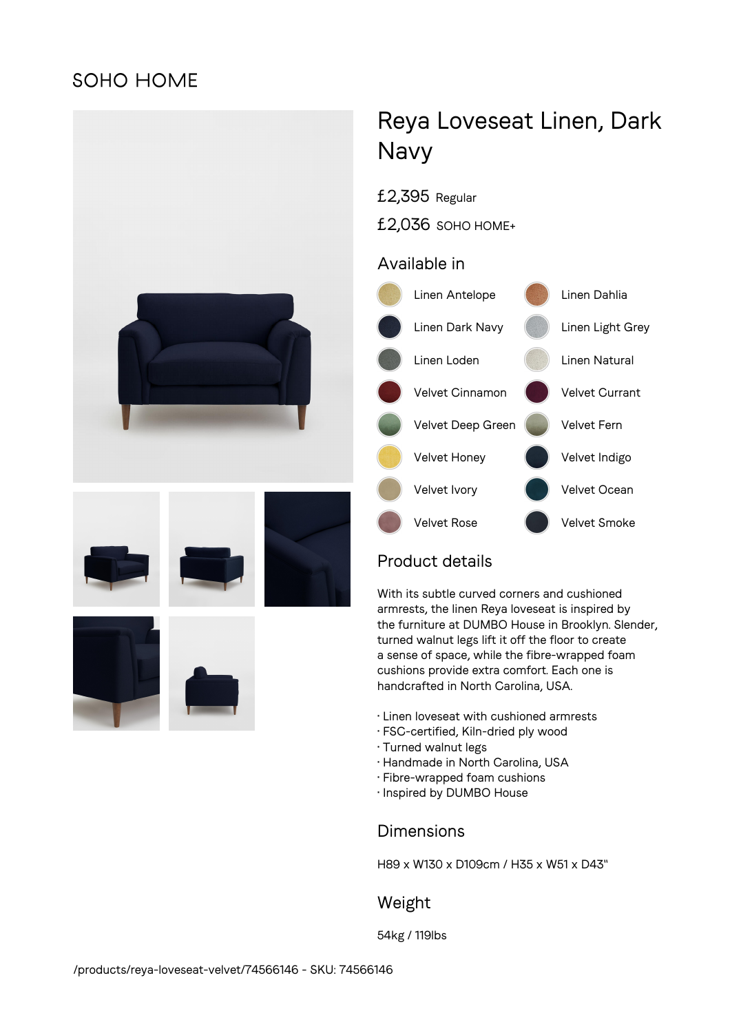SOHO HOME

# Reya Loveseat Linen, Dark Navy

£2,395 Regular

£2,036 SOHO HOME+

## Available in

- Linen Antelope
- Linen Dahlia
- Linen Dark Navy
- Linen Light Grey
- Linen Loden
- Linen Natural
- Velvet Cinnamon
- Velvet Currant
- Velvet Deep Green
- Velvet Fern
- Velvet Honey
- Velvet Indigo
- Velvet Ivory
- Velvet Ocean
- Velvet Rose
- Velvet Smoke

## Product details

With its subtle curved corners and cushioned armrests, the linen Reya loveseat is inspired by the furniture at DUMBO House in Brooklyn. Slender, turned walnut legs lift it off the floor to create a sense of space, while the fibre-wrapped foam cushions provide extra comfort. Each one is handcrafted in North Carolina, USA.

- Linen loveseat with cushioned armrests
- FSC-certified, Kiln-dried ply wood
- Turned walnut legs
- Handmade in North Carolina, USA
- Fibre-wrapped foam cushions
- Inspired by DUMBO House

## Dimensions

H89 x W130 x D109cm / H35 x W51 x D43"

## Weight

54kg / 119lbs

/products/reya-loveseat-velvet/74566146 - SKU: 74566146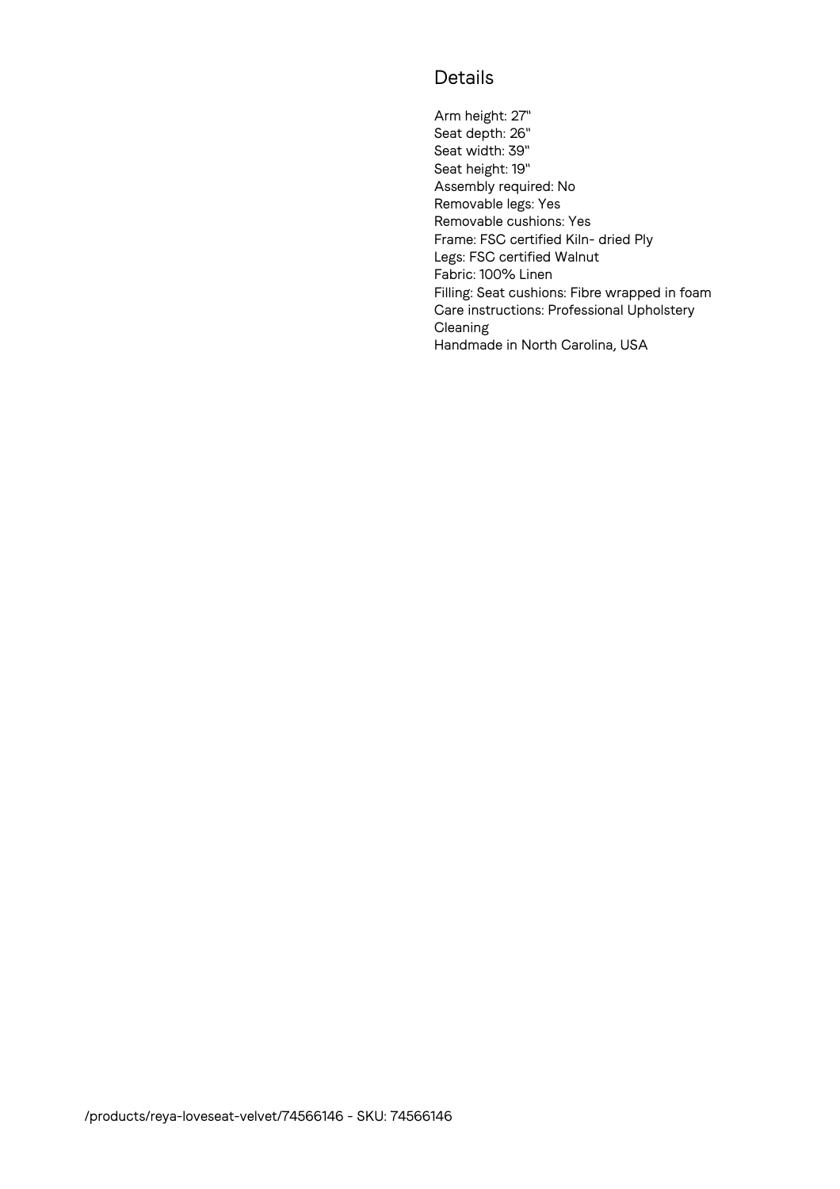## Details

Arm height: 27"
Seat depth: 26"
Seat width: 39"
Seat height: 19"
Assembly required: No
Removable legs: Yes
Removable cushions: Yes
Frame: FSC certified Kiln- dried Ply
Legs: FSC certified Walnut
Fabric: 100% Linen
Filling: Seat cushions: Fibre wrapped in foam
Care instructions: Professional Upholstery Cleaning
Handmade in North Carolina, USA

/products/reya-loveseat-velvet/74566146 - SKU: 74566146